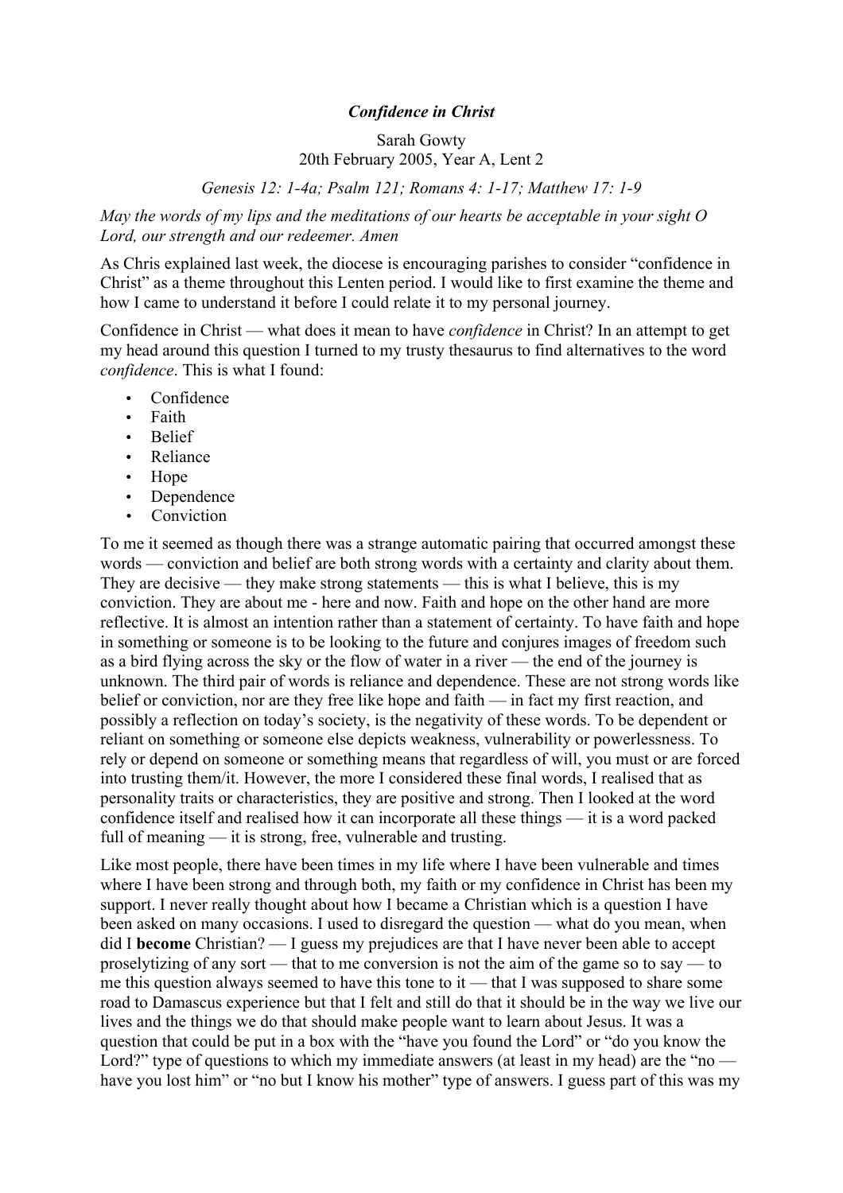***Confidence in Christ***

Sarah Gowty
20th February 2005, Year A, Lent 2

*Genesis 12: 1-4a; Psalm 121; Romans 4: 1-17; Matthew 17: 1-9*

*May the words of my lips and the meditations of our hearts be acceptable in your sight O Lord, our strength and our redeemer. Amen*

As Chris explained last week, the diocese is encouraging parishes to consider "confidence in Christ" as a theme throughout this Lenten period. I would like to first examine the theme and how I came to understand it before I could relate it to my personal journey.

Confidence in Christ — what does it mean to have *confidence* in Christ? In an attempt to get my head around this question I turned to my trusty thesaurus to find alternatives to the word *confidence*. This is what I found:

- Confidence
- Faith
- Belief
- Reliance
- Hope
- Dependence
- Conviction

To me it seemed as though there was a strange automatic pairing that occurred amongst these words — conviction and belief are both strong words with a certainty and clarity about them. They are decisive — they make strong statements — this is what I believe, this is my conviction. They are about me - here and now. Faith and hope on the other hand are more reflective. It is almost an intention rather than a statement of certainty. To have faith and hope in something or someone is to be looking to the future and conjures images of freedom such as a bird flying across the sky or the flow of water in a river — the end of the journey is unknown. The third pair of words is reliance and dependence. These are not strong words like belief or conviction, nor are they free like hope and faith — in fact my first reaction, and possibly a reflection on today's society, is the negativity of these words. To be dependent or reliant on something or someone else depicts weakness, vulnerability or powerlessness. To rely or depend on someone or something means that regardless of will, you must or are forced into trusting them/it. However, the more I considered these final words, I realised that as personality traits or characteristics, they are positive and strong. Then I looked at the word confidence itself and realised how it can incorporate all these things — it is a word packed full of meaning — it is strong, free, vulnerable and trusting.

Like most people, there have been times in my life where I have been vulnerable and times where I have been strong and through both, my faith or my confidence in Christ has been my support. I never really thought about how I became a Christian which is a question I have been asked on many occasions. I used to disregard the question — what do you mean, when did I **become** Christian? — I guess my prejudices are that I have never been able to accept proselytizing of any sort — that to me conversion is not the aim of the game so to say — to me this question always seemed to have this tone to it — that I was supposed to share some road to Damascus experience but that I felt and still do that it should be in the way we live our lives and the things we do that should make people want to learn about Jesus. It was a question that could be put in a box with the "have you found the Lord" or "do you know the Lord?" type of questions to which my immediate answers (at least in my head) are the "no — have you lost him" or "no but I know his mother" type of answers. I guess part of this was my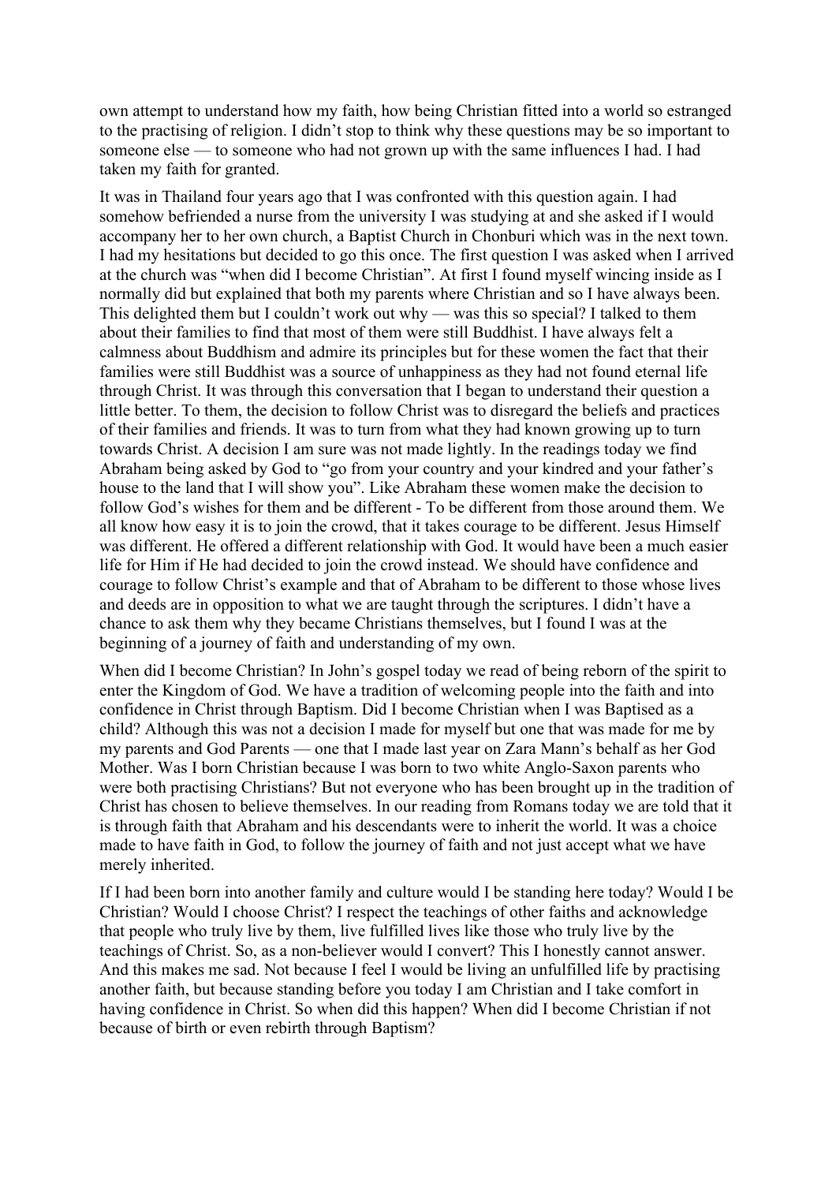own attempt to understand how my faith, how being Christian fitted into a world so estranged to the practising of religion. I didn't stop to think why these questions may be so important to someone else — to someone who had not grown up with the same influences I had. I had taken my faith for granted.

It was in Thailand four years ago that I was confronted with this question again. I had somehow befriended a nurse from the university I was studying at and she asked if I would accompany her to her own church, a Baptist Church in Chonburi which was in the next town. I had my hesitations but decided to go this once. The first question I was asked when I arrived at the church was "when did I become Christian". At first I found myself wincing inside as I normally did but explained that both my parents where Christian and so I have always been. This delighted them but I couldn't work out why — was this so special? I talked to them about their families to find that most of them were still Buddhist. I have always felt a calmness about Buddhism and admire its principles but for these women the fact that their families were still Buddhist was a source of unhappiness as they had not found eternal life through Christ. It was through this conversation that I began to understand their question a little better. To them, the decision to follow Christ was to disregard the beliefs and practices of their families and friends. It was to turn from what they had known growing up to turn towards Christ. A decision I am sure was not made lightly. In the readings today we find Abraham being asked by God to "go from your country and your kindred and your father's house to the land that I will show you". Like Abraham these women make the decision to follow God's wishes for them and be different - To be different from those around them. We all know how easy it is to join the crowd, that it takes courage to be different. Jesus Himself was different. He offered a different relationship with God. It would have been a much easier life for Him if He had decided to join the crowd instead. We should have confidence and courage to follow Christ's example and that of Abraham to be different to those whose lives and deeds are in opposition to what we are taught through the scriptures. I didn't have a chance to ask them why they became Christians themselves, but I found I was at the beginning of a journey of faith and understanding of my own.

When did I become Christian? In John's gospel today we read of being reborn of the spirit to enter the Kingdom of God. We have a tradition of welcoming people into the faith and into confidence in Christ through Baptism. Did I become Christian when I was Baptised as a child? Although this was not a decision I made for myself but one that was made for me by my parents and God Parents — one that I made last year on Zara Mann's behalf as her God Mother. Was I born Christian because I was born to two white Anglo-Saxon parents who were both practising Christians? But not everyone who has been brought up in the tradition of Christ has chosen to believe themselves. In our reading from Romans today we are told that it is through faith that Abraham and his descendants were to inherit the world. It was a choice made to have faith in God, to follow the journey of faith and not just accept what we have merely inherited.

If I had been born into another family and culture would I be standing here today? Would I be Christian? Would I choose Christ? I respect the teachings of other faiths and acknowledge that people who truly live by them, live fulfilled lives like those who truly live by the teachings of Christ. So, as a non-believer would I convert? This I honestly cannot answer. And this makes me sad. Not because I feel I would be living an unfulfilled life by practising another faith, but because standing before you today I am Christian and I take comfort in having confidence in Christ. So when did this happen? When did I become Christian if not because of birth or even rebirth through Baptism?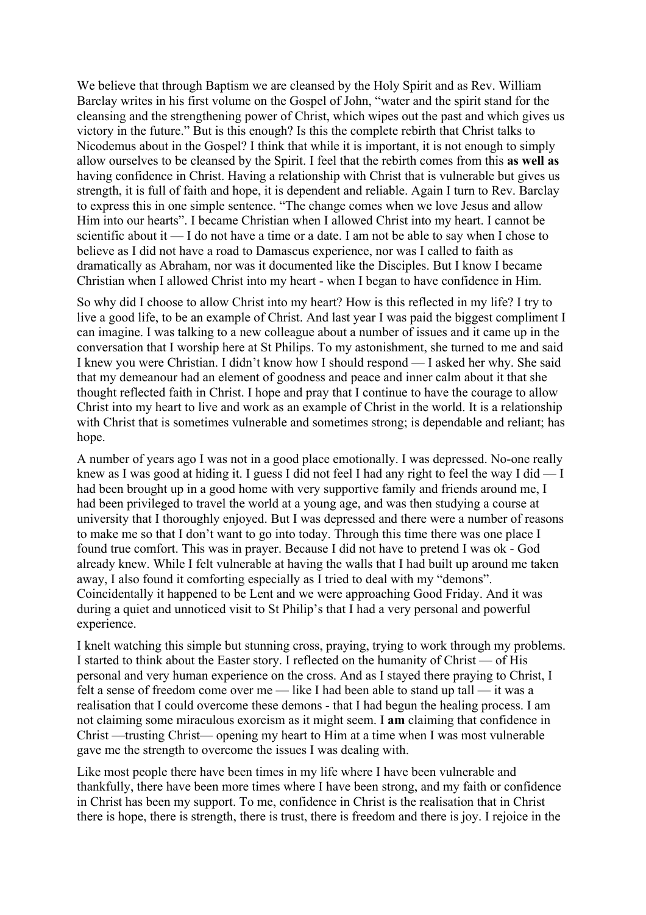We believe that through Baptism we are cleansed by the Holy Spirit and as Rev. William Barclay writes in his first volume on the Gospel of John, "water and the spirit stand for the cleansing and the strengthening power of Christ, which wipes out the past and which gives us victory in the future." But is this enough? Is this the complete rebirth that Christ talks to Nicodemus about in the Gospel? I think that while it is important, it is not enough to simply allow ourselves to be cleansed by the Spirit. I feel that the rebirth comes from this **as well as** having confidence in Christ. Having a relationship with Christ that is vulnerable but gives us strength, it is full of faith and hope, it is dependent and reliable. Again I turn to Rev. Barclay to express this in one simple sentence. "The change comes when we love Jesus and allow Him into our hearts". I became Christian when I allowed Christ into my heart. I cannot be scientific about it — I do not have a time or a date. I am not be able to say when I chose to believe as I did not have a road to Damascus experience, nor was I called to faith as dramatically as Abraham, nor was it documented like the Disciples. But I know I became Christian when I allowed Christ into my heart - when I began to have confidence in Him.

So why did I choose to allow Christ into my heart? How is this reflected in my life? I try to live a good life, to be an example of Christ. And last year I was paid the biggest compliment I can imagine. I was talking to a new colleague about a number of issues and it came up in the conversation that I worship here at St Philips. To my astonishment, she turned to me and said I knew you were Christian. I didn't know how I should respond — I asked her why. She said that my demeanour had an element of goodness and peace and inner calm about it that she thought reflected faith in Christ. I hope and pray that I continue to have the courage to allow Christ into my heart to live and work as an example of Christ in the world. It is a relationship with Christ that is sometimes vulnerable and sometimes strong; is dependable and reliant; has hope.

A number of years ago I was not in a good place emotionally. I was depressed. No-one really knew as I was good at hiding it. I guess I did not feel I had any right to feel the way I did — I had been brought up in a good home with very supportive family and friends around me, I had been privileged to travel the world at a young age, and was then studying a course at university that I thoroughly enjoyed. But I was depressed and there were a number of reasons to make me so that I don't want to go into today. Through this time there was one place I found true comfort. This was in prayer. Because I did not have to pretend I was ok - God already knew. While I felt vulnerable at having the walls that I had built up around me taken away, I also found it comforting especially as I tried to deal with my "demons". Coincidentally it happened to be Lent and we were approaching Good Friday. And it was during a quiet and unnoticed visit to St Philip's that I had a very personal and powerful experience.

I knelt watching this simple but stunning cross, praying, trying to work through my problems. I started to think about the Easter story. I reflected on the humanity of Christ — of His personal and very human experience on the cross. And as I stayed there praying to Christ, I felt a sense of freedom come over me — like I had been able to stand up tall — it was a realisation that I could overcome these demons - that I had begun the healing process. I am not claiming some miraculous exorcism as it might seem. I **am** claiming that confidence in Christ —trusting Christ— opening my heart to Him at a time when I was most vulnerable gave me the strength to overcome the issues I was dealing with.

Like most people there have been times in my life where I have been vulnerable and thankfully, there have been more times where I have been strong, and my faith or confidence in Christ has been my support. To me, confidence in Christ is the realisation that in Christ there is hope, there is strength, there is trust, there is freedom and there is joy. I rejoice in the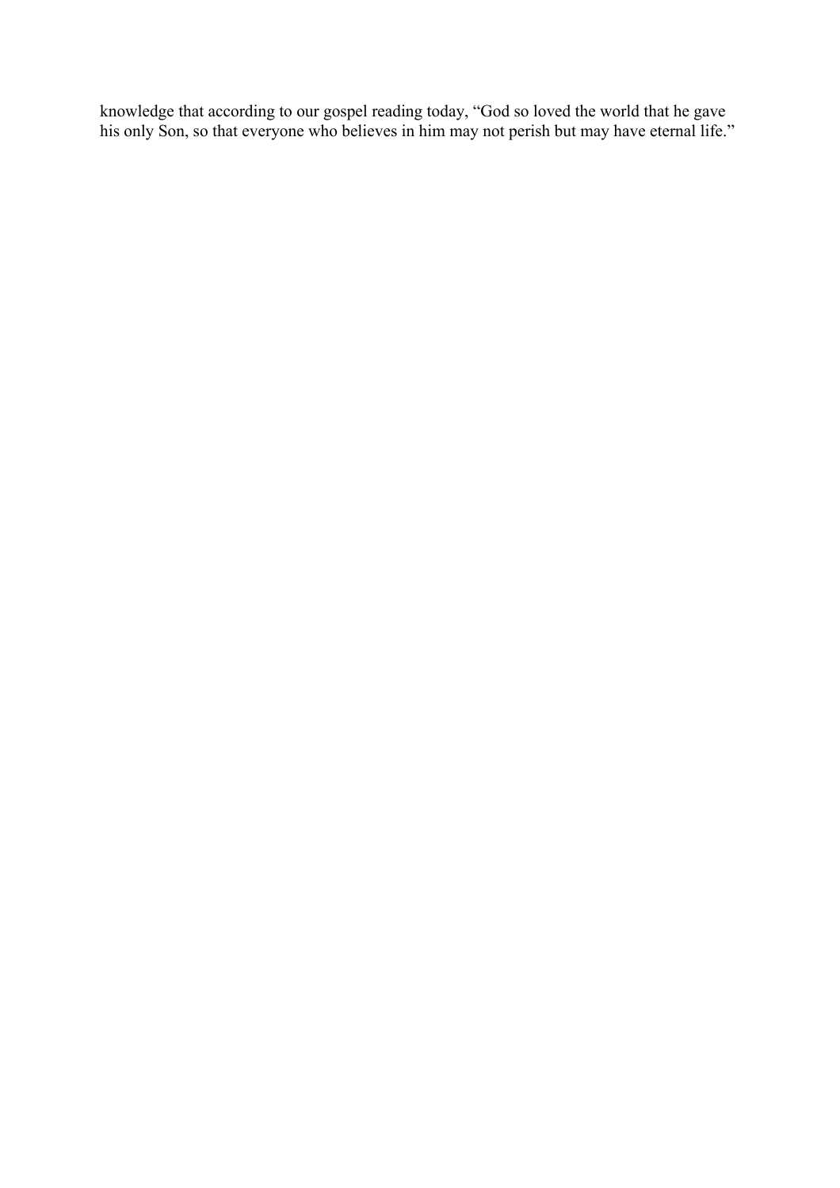knowledge that according to our gospel reading today, “God so loved the world that he gave his only Son, so that everyone who believes in him may not perish but may have eternal life.”